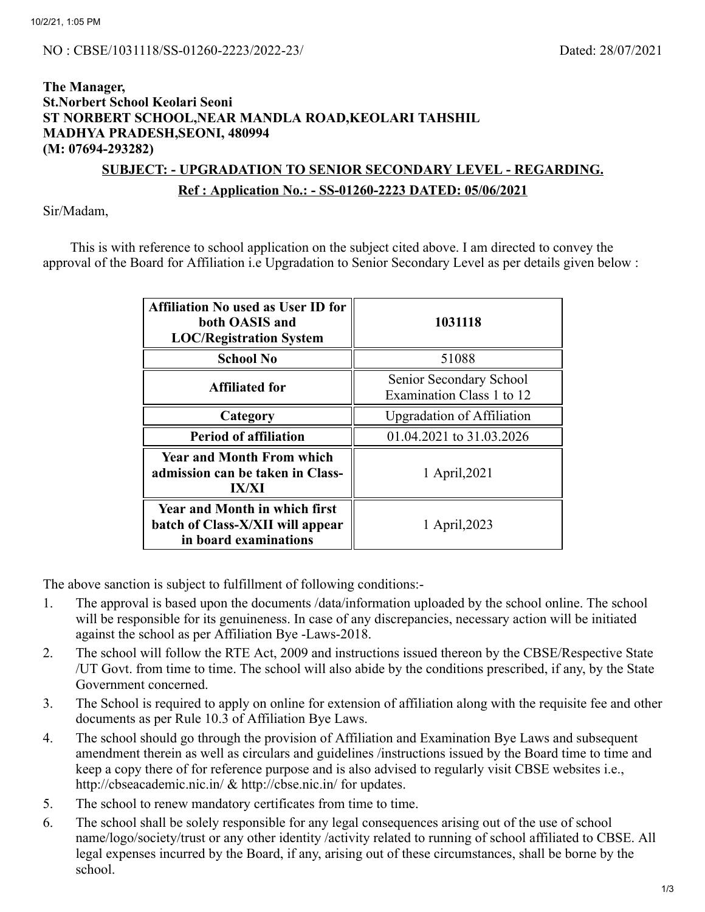NO : CBSE/1031118/SS-01260-2223/2022-23/ Dated: 28/07/2021

**The Manager,**
**St.Norbert School Keolari Seoni**
**ST NORBERT SCHOOL,NEAR MANDLA ROAD,KEOLARI TAHSHIL**
**MADHYA PRADESH,SEONI, 480994**
**(M: 07694-293282)**

**SUBJECT: - UPGRADATION TO SENIOR SECONDARY LEVEL - REGARDING.**

**Ref : Application No.: - SS-01260-2223 DATED: 05/06/2021**

Sir/Madam,

This is with reference to school application on the subject cited above. I am directed to convey the approval of the Board for Affiliation i.e Upgradation to Senior Secondary Level as per details given below :

| | |
|---|---|
| **Affiliation No used as User ID for both OASIS and LOC/Registration System** | **1031118** |
| **School No** | 51088 |
| **Affiliated for** | Senior Secondary School Examination Class 1 to 12 |
| **Category** | Upgradation of Affiliation |
| **Period of affiliation** | 01.04.2021 to 31.03.2026 |
| **Year and Month From which admission can be taken in Class-IX/XI** | 1 April,2021 |
| **Year and Month in which first batch of Class-X/XII will appear in board examinations** | 1 April,2023 |

The above sanction is subject to fulfillment of following conditions:-

1. The approval is based upon the documents /data/information uploaded by the school online. The school will be responsible for its genuineness. In case of any discrepancies, necessary action will be initiated against the school as per Affiliation Bye -Laws-2018.
2. The school will follow the RTE Act, 2009 and instructions issued thereon by the CBSE/Respective State /UT Govt. from time to time. The school will also abide by the conditions prescribed, if any, by the State Government concerned.
3. The School is required to apply on online for extension of affiliation along with the requisite fee and other documents as per Rule 10.3 of Affiliation Bye Laws.
4. The school should go through the provision of Affiliation and Examination Bye Laws and subsequent amendment therein as well as circulars and guidelines /instructions issued by the Board time to time and keep a copy there of for reference purpose and is also advised to regularly visit CBSE websites i.e., http://cbseacademic.nic.in/ & http://cbse.nic.in/ for updates.
5. The school to renew mandatory certificates from time to time.
6. The school shall be solely responsible for any legal consequences arising out of the use of school name/logo/society/trust or any other identity /activity related to running of school affiliated to CBSE. All legal expenses incurred by the Board, if any, arising out of these circumstances, shall be borne by the school.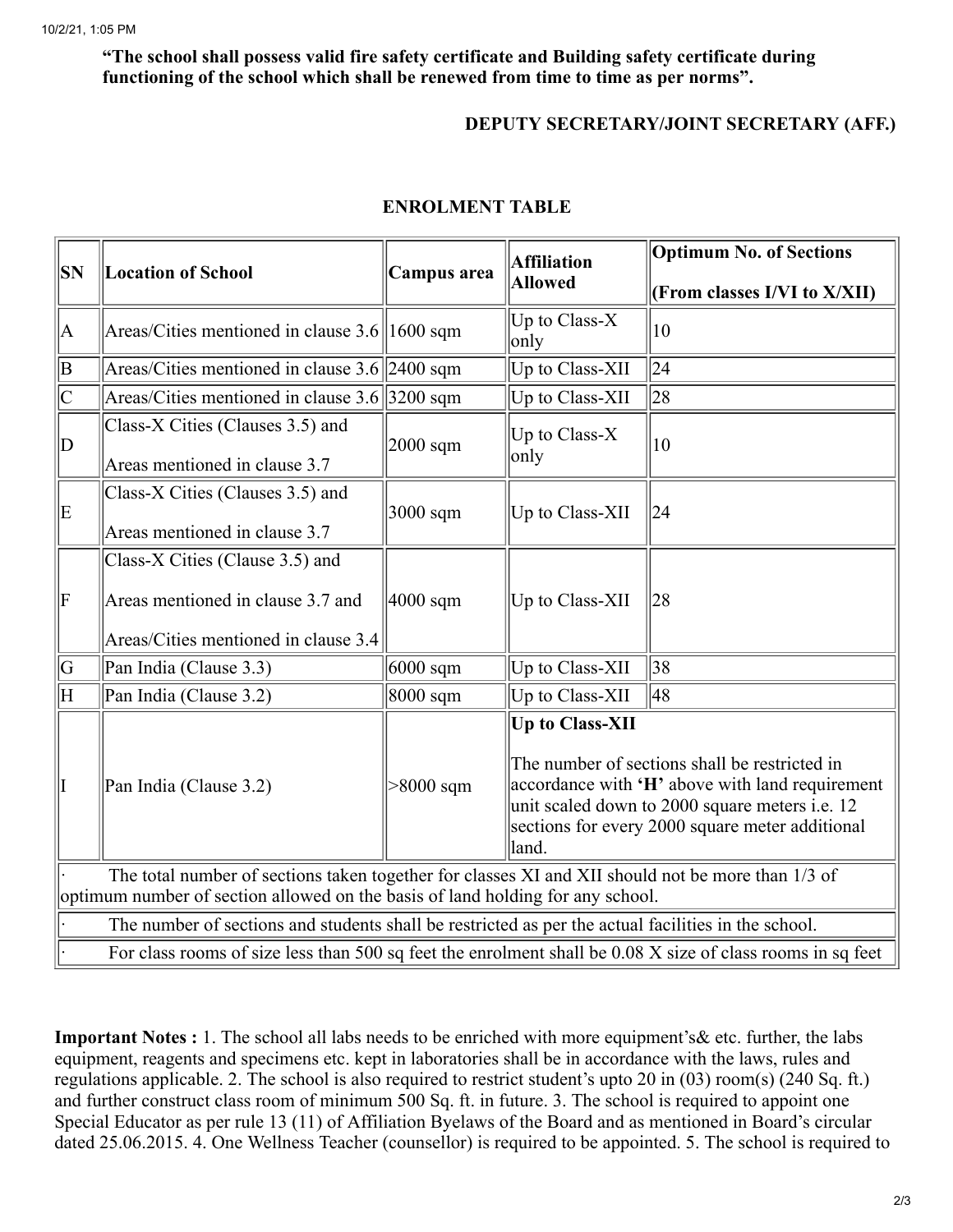**“The school shall possess valid fire safety certificate and Building safety certificate during functioning of the school which shall be renewed from time to time as per norms”.**

**DEPUTY SECRETARY/JOINT SECRETARY (AFF.)**

## ENROLMENT TABLE

| SN | Location of School | Campus area | Affiliation Allowed | Optimum No. of Sections (From classes I/VI to X/XII) |
|---|---|---|---|---|
| A | Areas/Cities mentioned in clause 3.6 | 1600 sqm | Up to Class-X only | 10 |
| B | Areas/Cities mentioned in clause 3.6 | 2400 sqm | Up to Class-XII | 24 |
| C | Areas/Cities mentioned in clause 3.6 | 3200 sqm | Up to Class-XII | 28 |
| D | Class-X Cities (Clauses 3.5) and Areas mentioned in clause 3.7 | 2000 sqm | Up to Class-X only | 10 |
| E | Class-X Cities (Clauses 3.5) and Areas mentioned in clause 3.7 | 3000 sqm | Up to Class-XII | 24 |
| F | Class-X Cities (Clause 3.5) and Areas mentioned in clause 3.7 and Areas/Cities mentioned in clause 3.4 | 4000 sqm | Up to Class-XII | 28 |
| G | Pan India (Clause 3.3) | 6000 sqm | Up to Class-XII | 38 |
| H | Pan India (Clause 3.2) | 8000 sqm | Up to Class-XII | 48 |
| I | Pan India (Clause 3.2) | >8000 sqm | **Up to Class-XII** The number of sections shall be restricted in accordance with **‘H’** above with land requirement unit scaled down to 2000 square meters i.e. 12 sections for every 2000 square meter additional land. | |

- The total number of sections taken together for classes XI and XII should not be more than 1/3 of optimum number of section allowed on the basis of land holding for any school.
- The number of sections and students shall be restricted as per the actual facilities in the school.
- For class rooms of size less than 500 sq feet the enrolment shall be 0.08 X size of class rooms in sq feet

**Important Notes :** 1. The school all labs needs to be enriched with more equipment’s& etc. further, the labs equipment, reagents and specimens etc. kept in laboratories shall be in accordance with the laws, rules and regulations applicable. 2. The school is also required to restrict student’s upto 20 in (03) room(s) (240 Sq. ft.) and further construct class room of minimum 500 Sq. ft. in future. 3. The school is required to appoint one Special Educator as per rule 13 (11) of Affiliation Byelaws of the Board and as mentioned in Board’s circular dated 25.06.2015. 4. One Wellness Teacher (counsellor) is required to be appointed. 5. The school is required to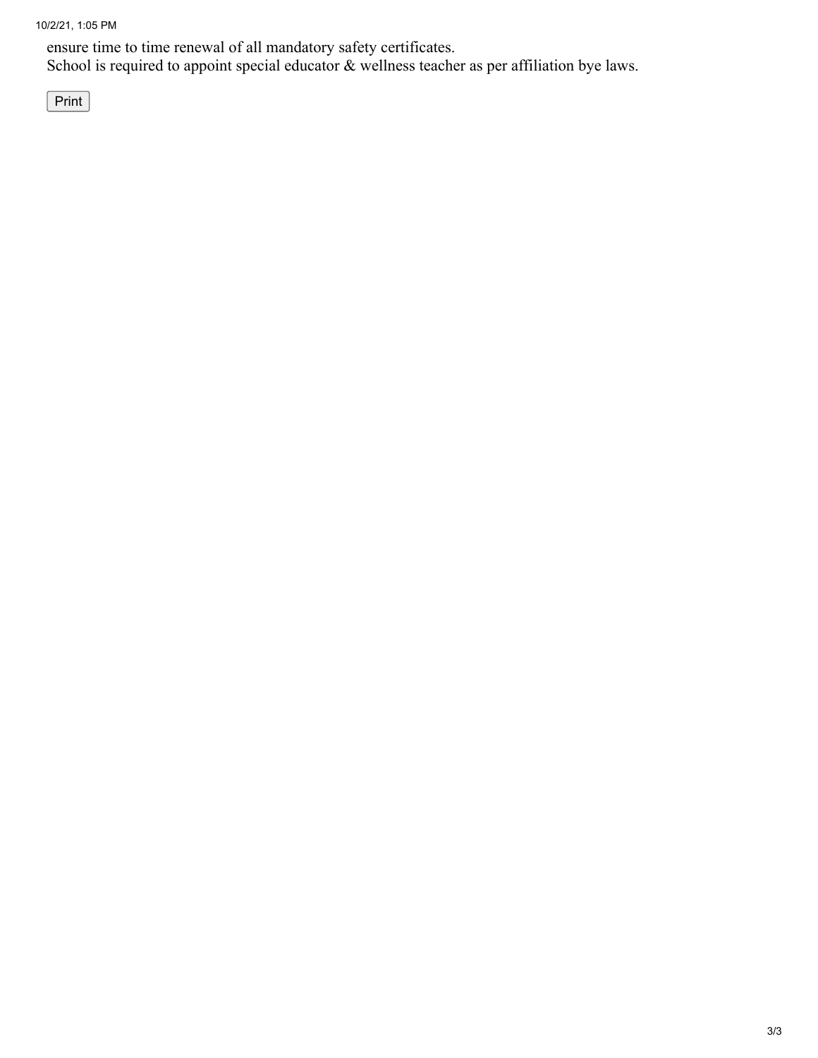ensure time to time renewal of all mandatory safety certificates.
School is required to appoint special educator & wellness teacher as per affiliation bye laws.

Print